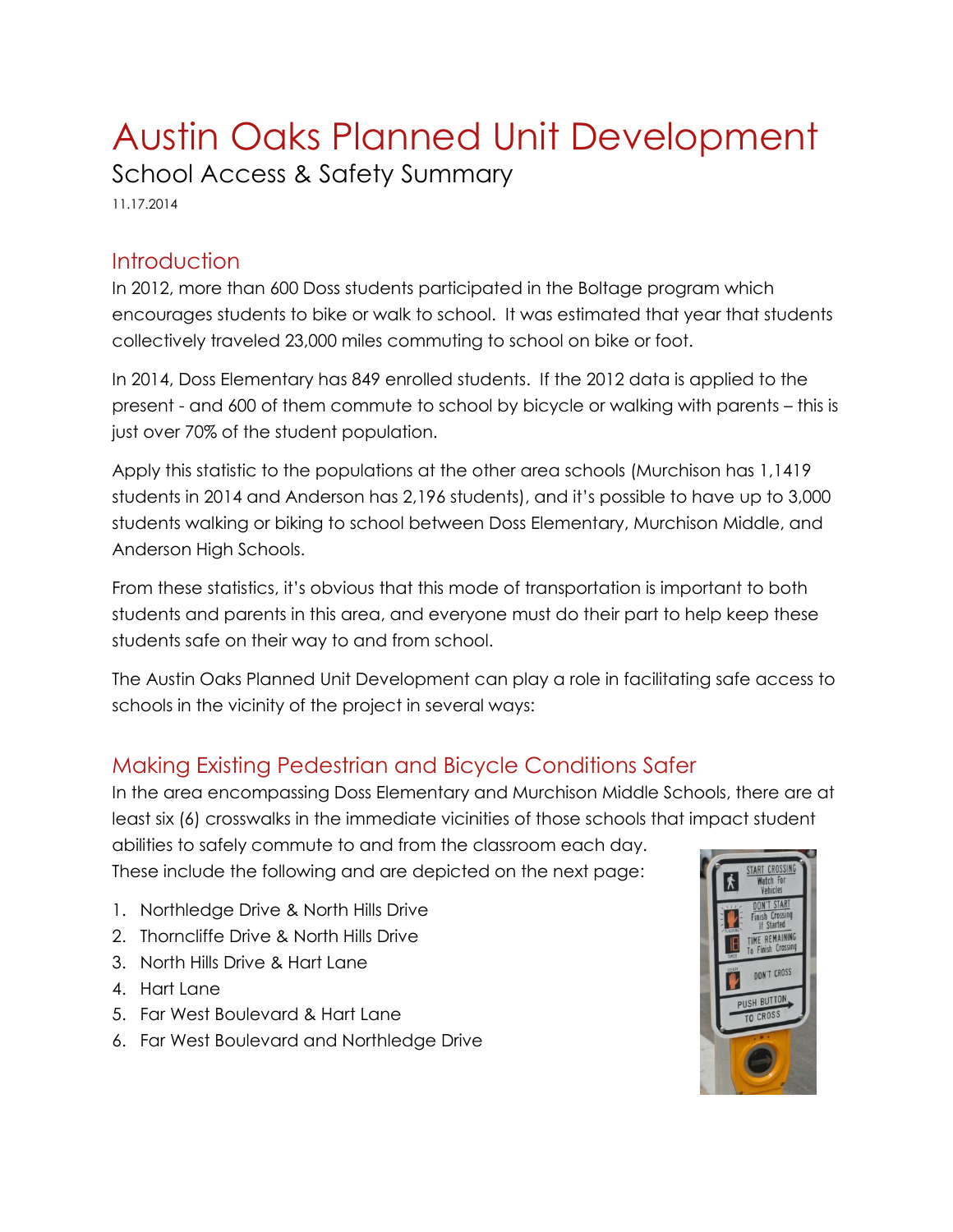# Austin Oaks Planned Unit Development

## School Access & Safety Summary

11.17.2014

## Introduction

In 2012, more than 600 Doss students participated in the Boltage program which encourages students to bike or walk to school. It was estimated that year that students collectively traveled 23,000 miles commuting to school on bike or foot.

In 2014, Doss Elementary has 849 enrolled students. If the 2012 data is applied to the present - and 600 of them commute to school by bicycle or walking with parents – this is just over 70% of the student population.

Apply this statistic to the populations at the other area schools (Murchison has 1,1419 students in 2014 and Anderson has 2,196 students), and it's possible to have up to 3,000 students walking or biking to school between Doss Elementary, Murchison Middle, and Anderson High Schools.

From these statistics, it's obvious that this mode of transportation is important to both students and parents in this area, and everyone must do their part to help keep these students safe on their way to and from school.

The Austin Oaks Planned Unit Development can play a role in facilitating safe access to schools in the vicinity of the project in several ways:

## Making Existing Pedestrian and Bicycle Conditions Safer

In the area encompassing Doss Elementary and Murchison Middle Schools, there are at least six (6) crosswalks in the immediate vicinities of those schools that impact student abilities to safely commute to and from the classroom each day. These include the following and are depicted on the next page:

1. Northledge Drive & North Hills Drive
2. Thorncliffe Drive & North Hills Drive
3. North Hills Drive & Hart Lane
4. Hart Lane
5. Far West Boulevard & Hart Lane
6. Far West Boulevard and Northledge Drive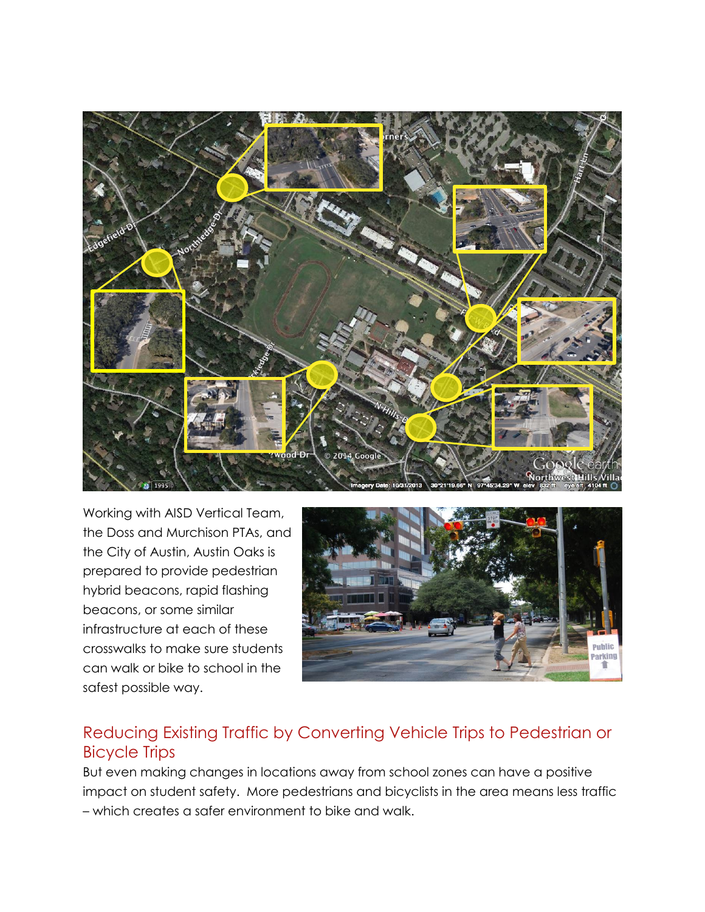Working with AISD Vertical Team, the Doss and Murchison PTAs, and the City of Austin, Austin Oaks is prepared to provide pedestrian hybrid beacons, rapid flashing beacons, or some similar infrastructure at each of these crosswalks to make sure students can walk or bike to school in the safest possible way.

## Reducing Existing Traffic by Converting Vehicle Trips to Pedestrian or Bicycle Trips

But even making changes in locations away from school zones can have a positive impact on student safety. More pedestrians and bicyclists in the area means less traffic – which creates a safer environment to bike and walk.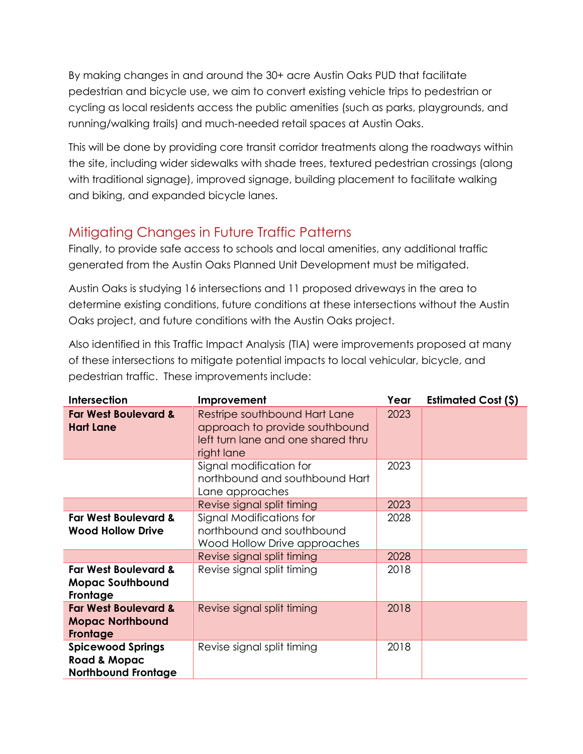By making changes in and around the 30+ acre Austin Oaks PUD that facilitate pedestrian and bicycle use, we aim to convert existing vehicle trips to pedestrian or cycling as local residents access the public amenities (such as parks, playgrounds, and running/walking trails) and much-needed retail spaces at Austin Oaks.

This will be done by providing core transit corridor treatments along the roadways within the site, including wider sidewalks with shade trees, textured pedestrian crossings (along with traditional signage), improved signage, building placement to facilitate walking and biking, and expanded bicycle lanes.

## Mitigating Changes in Future Traffic Patterns

Finally, to provide safe access to schools and local amenities, any additional traffic generated from the Austin Oaks Planned Unit Development must be mitigated.

Austin Oaks is studying 16 intersections and 11 proposed driveways in the area to determine existing conditions, future conditions at these intersections without the Austin Oaks project, and future conditions with the Austin Oaks project.

Also identified in this Traffic Impact Analysis (TIA) were improvements proposed at many of these intersections to mitigate potential impacts to local vehicular, bicycle, and pedestrian traffic. These improvements include:

| Intersection | Improvement | Year | Estimated Cost ($) |
|---|---|---|---|
| **Far West Boulevard & Hart Lane** | Restripe southbound Hart Lane approach to provide southbound left turn lane and one shared thru right lane | 2023 | |
| | Signal modification for northbound and southbound Hart Lane approaches | 2023 | |
| | Revise signal split timing | 2023 | |
| **Far West Boulevard & Wood Hollow Drive** | Signal Modifications for northbound and southbound Wood Hollow Drive approaches | 2028 | |
| | Revise signal split timing | 2028 | |
| **Far West Boulevard & Mopac Southbound Frontage** | Revise signal split timing | 2018 | |
| **Far West Boulevard & Mopac Northbound Frontage** | Revise signal split timing | 2018 | |
| **Spicewood Springs Road & Mopac Northbound Frontage** | Revise signal split timing | 2018 | |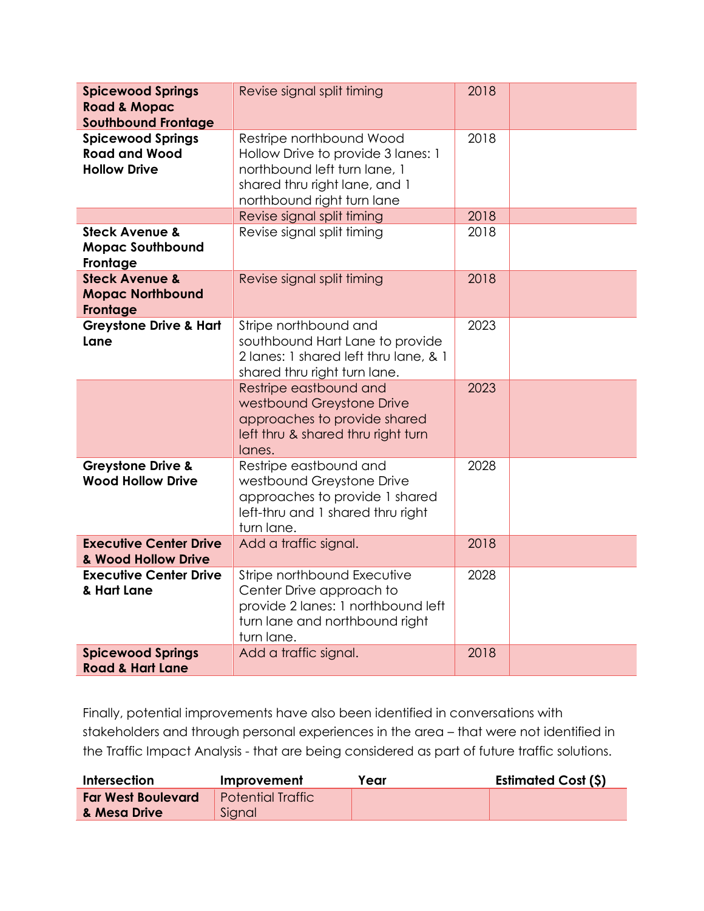| | | | |
|---|---|---|---|
| **Spicewood Springs Road & Mopac Southbound Frontage** | Revise signal split timing | 2018 | |
| **Spicewood Springs Road and Wood Hollow Drive** | Restripe northbound Wood Hollow Drive to provide 3 lanes: 1 northbound left turn lane, 1 shared thru right lane, and 1 northbound right turn lane | 2018 | |
| | Revise signal split timing | 2018 | |
| **Steck Avenue & Mopac Southbound Frontage** | Revise signal split timing | 2018 | |
| **Steck Avenue & Mopac Northbound Frontage** | Revise signal split timing | 2018 | |
| **Greystone Drive & Hart Lane** | Stripe northbound and southbound Hart Lane to provide 2 lanes: 1 shared left thru lane, & 1 shared thru right turn lane. | 2023 | |
| | Restripe eastbound and westbound Greystone Drive approaches to provide shared left thru & shared thru right turn lanes. | 2023 | |
| **Greystone Drive & Wood Hollow Drive** | Restripe eastbound and westbound Greystone Drive approaches to provide 1 shared left-thru and 1 shared thru right turn lane. | 2028 | |
| **Executive Center Drive & Wood Hollow Drive** | Add a traffic signal. | 2018 | |
| **Executive Center Drive & Hart Lane** | Stripe northbound Executive Center Drive approach to provide 2 lanes: 1 northbound left turn lane and northbound right turn lane. | 2028 | |
| **Spicewood Springs Road & Hart Lane** | Add a traffic signal. | 2018 | |

Finally, potential improvements have also been identified in conversations with stakeholders and through personal experiences in the area – that were not identified in the Traffic Impact Analysis - that are being considered as part of future traffic solutions.

| Intersection | Improvement | Year | Estimated Cost ($) |
|---|---|---|---|
| **Far West Boulevard & Mesa Drive** | Potential Traffic Signal | | |